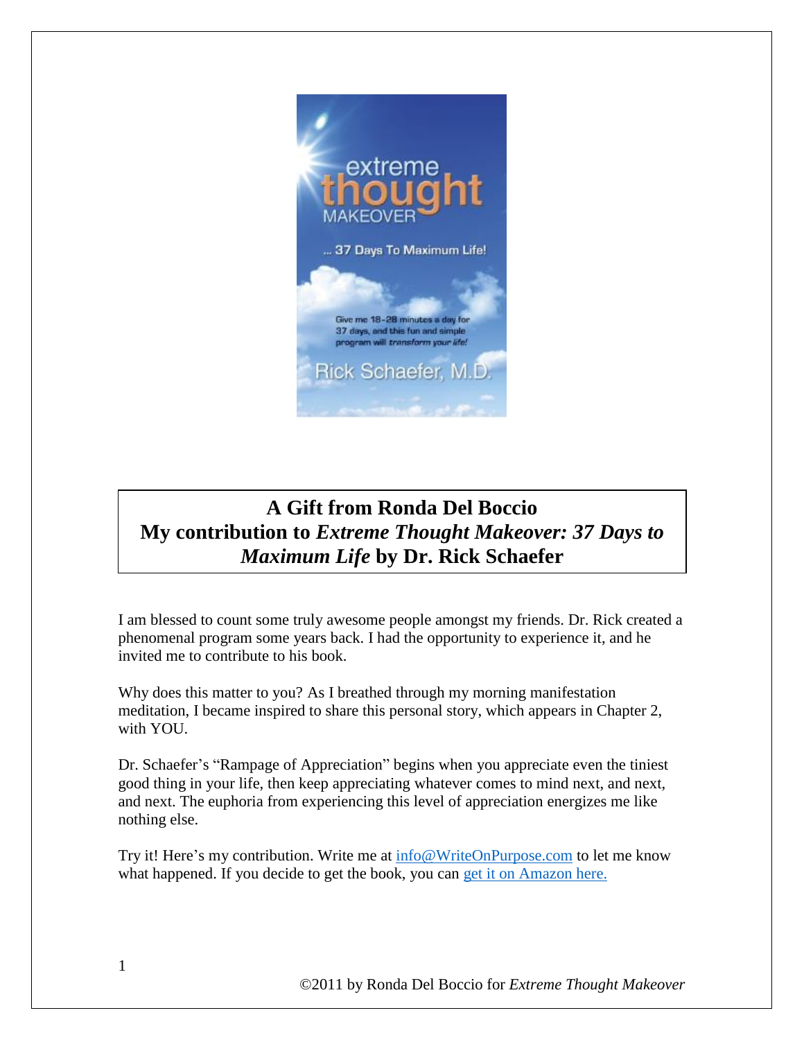# A Gift from Ronda Del Boccio
## My contribution to *Extreme Thought Makeover: 37 Days to Maximum Life* by Dr. Rick Schaefer

I am blessed to count some truly awesome people amongst my friends. Dr. Rick created a phenomenal program some years back. I had the opportunity to experience it, and he invited me to contribute to his book.

Why does this matter to you? As I breathed through my morning manifestation meditation, I became inspired to share this personal story, which appears in Chapter 2, with YOU.

Dr. Schaefer's "Rampage of Appreciation" begins when you appreciate even the tiniest good thing in your life, then keep appreciating whatever comes to mind next, and next, and next. The euphoria from experiencing this level of appreciation energizes me like nothing else.

Try it! Here's my contribution. Write me at info@WriteOnPurpose.com to let me know what happened. If you decide to get the book, you can get it on Amazon here.

©2011 by Ronda Del Boccio for *Extreme Thought Makeover*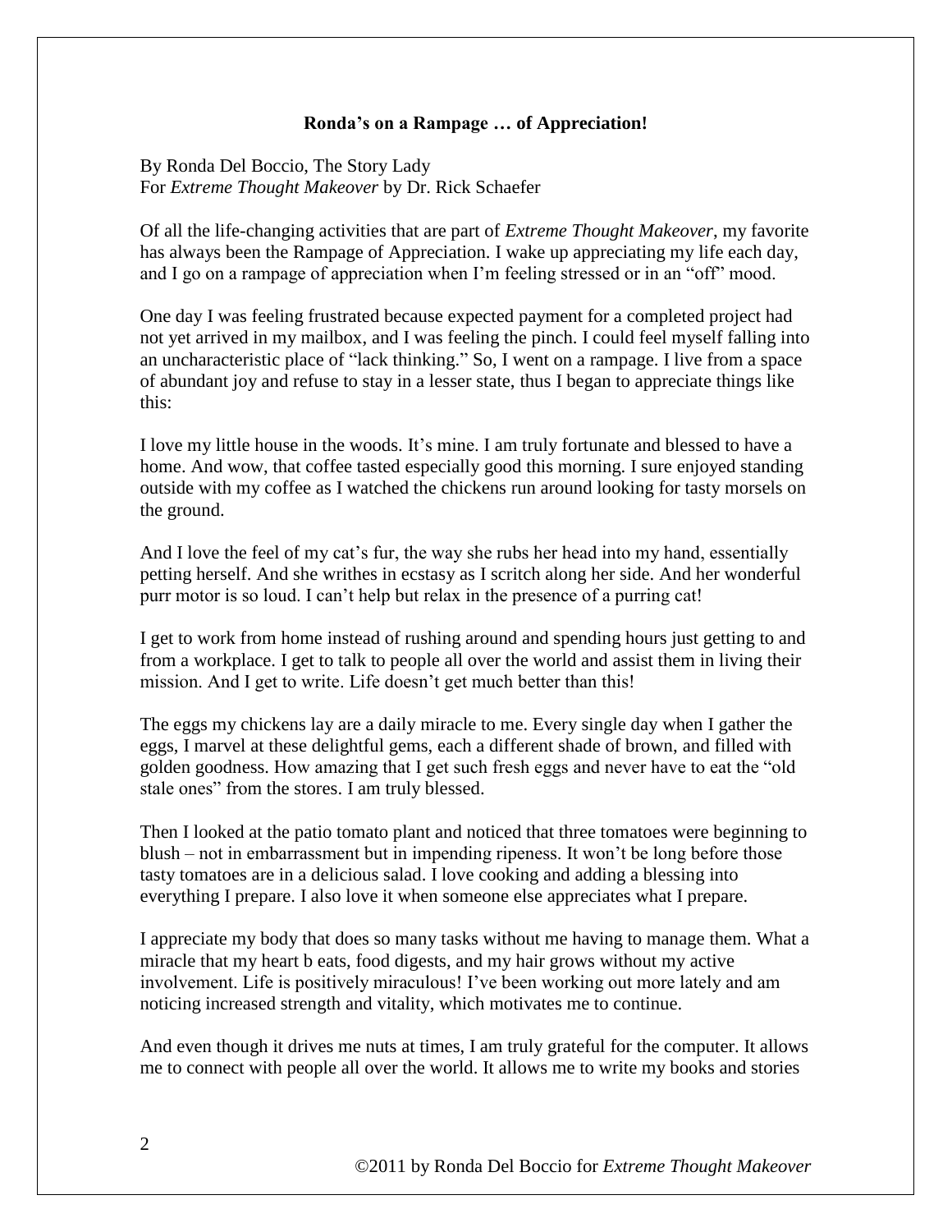**Ronda's on a Rampage … of Appreciation!**

By Ronda Del Boccio, The Story Lady
For *Extreme Thought Makeover* by Dr. Rick Schaefer

Of all the life-changing activities that are part of *Extreme Thought Makeover*, my favorite has always been the Rampage of Appreciation. I wake up appreciating my life each day, and I go on a rampage of appreciation when I'm feeling stressed or in an "off" mood.

One day I was feeling frustrated because expected payment for a completed project had not yet arrived in my mailbox, and I was feeling the pinch. I could feel myself falling into an uncharacteristic place of "lack thinking." So, I went on a rampage. I live from a space of abundant joy and refuse to stay in a lesser state, thus I began to appreciate things like this:

I love my little house in the woods. It's mine. I am truly fortunate and blessed to have a home. And wow, that coffee tasted especially good this morning. I sure enjoyed standing outside with my coffee as I watched the chickens run around looking for tasty morsels on the ground.

And I love the feel of my cat's fur, the way she rubs her head into my hand, essentially petting herself. And she writhes in ecstasy as I scritch along her side. And her wonderful purr motor is so loud. I can't help but relax in the presence of a purring cat!

I get to work from home instead of rushing around and spending hours just getting to and from a workplace. I get to talk to people all over the world and assist them in living their mission. And I get to write. Life doesn't get much better than this!

The eggs my chickens lay are a daily miracle to me. Every single day when I gather the eggs, I marvel at these delightful gems, each a different shade of brown, and filled with golden goodness. How amazing that I get such fresh eggs and never have to eat the "old stale ones" from the stores. I am truly blessed.

Then I looked at the patio tomato plant and noticed that three tomatoes were beginning to blush – not in embarrassment but in impending ripeness. It won't be long before those tasty tomatoes are in a delicious salad. I love cooking and adding a blessing into everything I prepare. I also love it when someone else appreciates what I prepare.

I appreciate my body that does so many tasks without me having to manage them. What a miracle that my heart b eats, food digests, and my hair grows without my active involvement. Life is positively miraculous! I've been working out more lately and am noticing increased strength and vitality, which motivates me to continue.

And even though it drives me nuts at times, I am truly grateful for the computer. It allows me to connect with people all over the world. It allows me to write my books and stories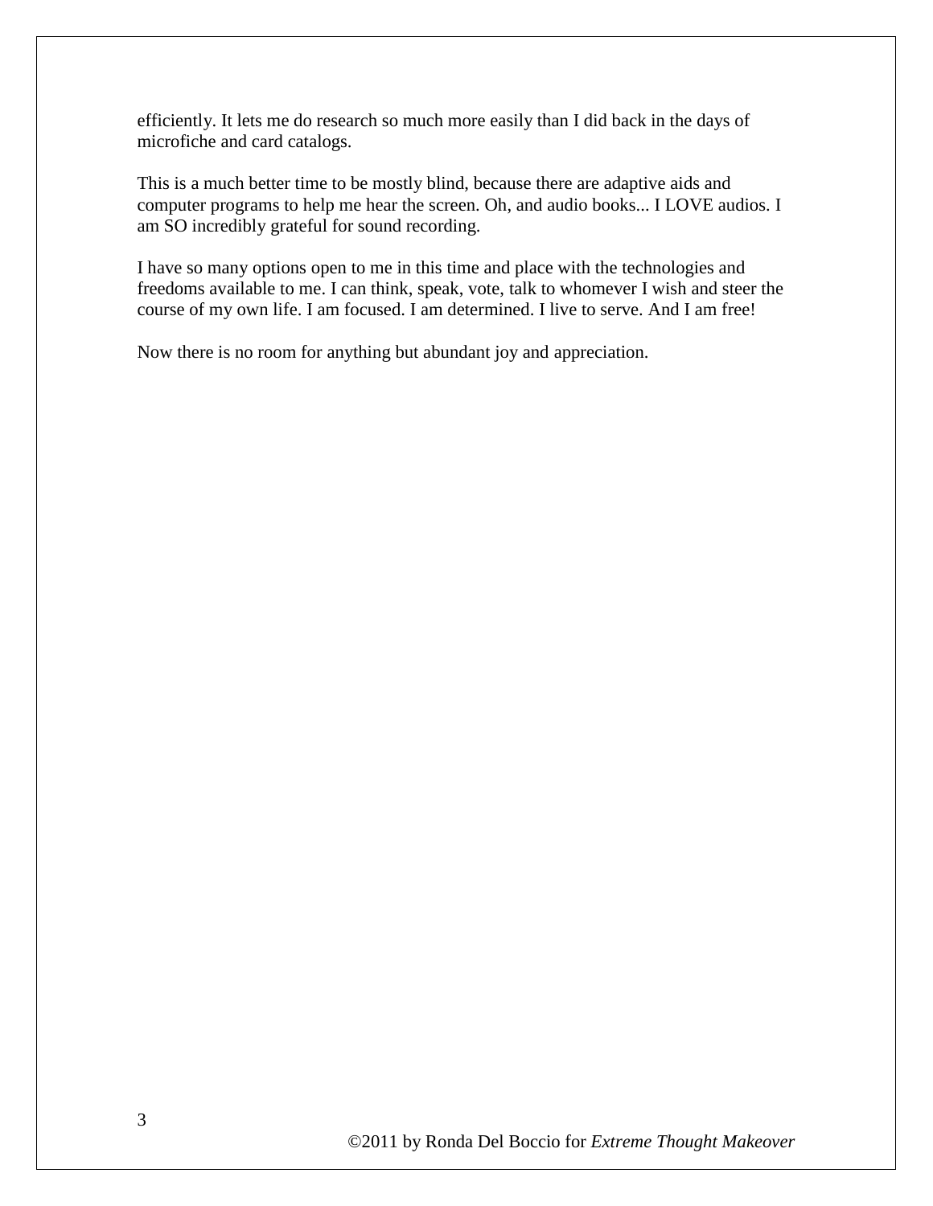efficiently. It lets me do research so much more easily than I did back in the days of microfiche and card catalogs.

This is a much better time to be mostly blind, because there are adaptive aids and computer programs to help me hear the screen. Oh, and audio books... I LOVE audios. I am SO incredibly grateful for sound recording.

I have so many options open to me in this time and place with the technologies and freedoms available to me. I can think, speak, vote, talk to whomever I wish and steer the course of my own life. I am focused. I am determined. I live to serve. And I am free!

Now there is no room for anything but abundant joy and appreciation.